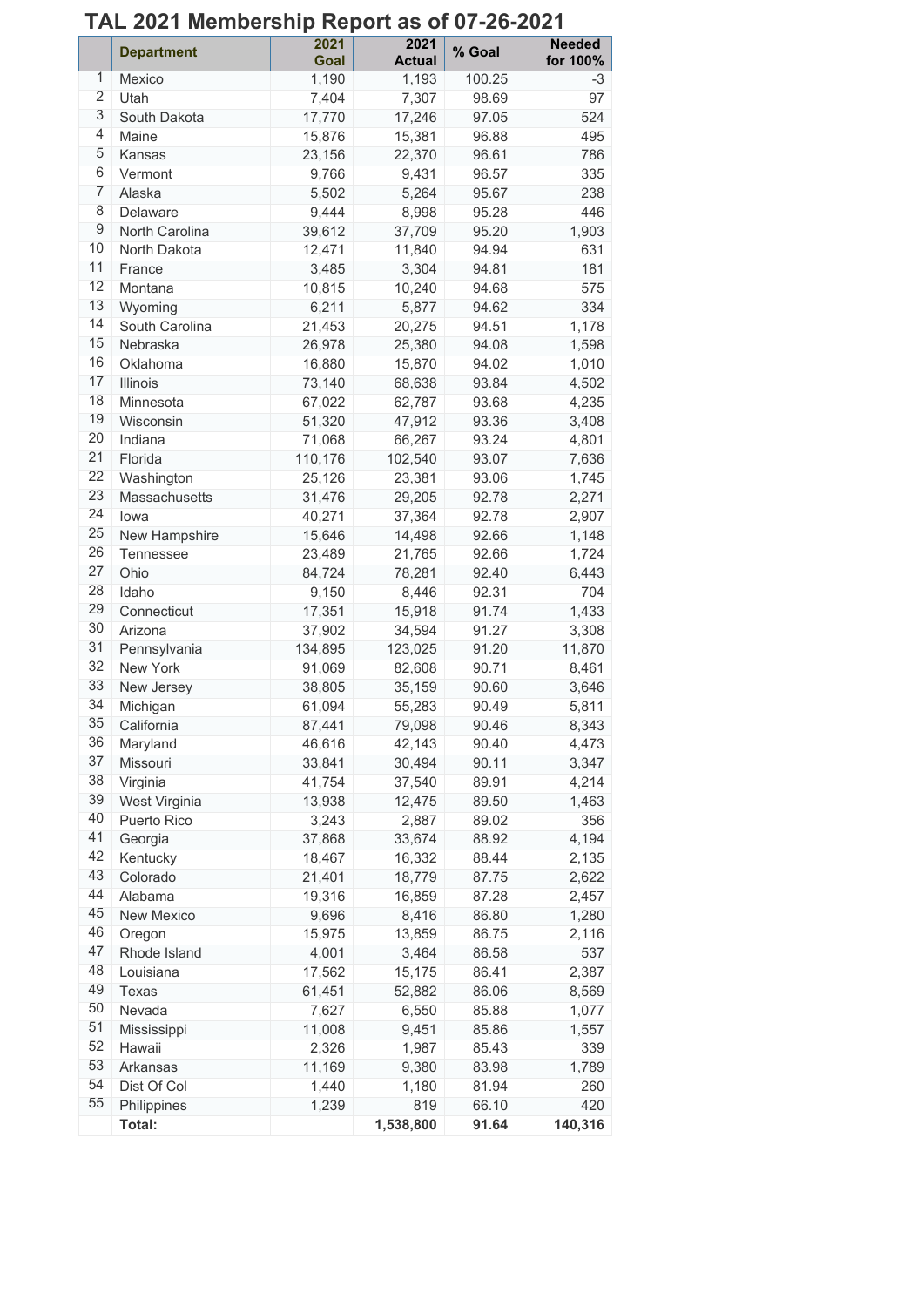# TAL 2021 Membership Report as of 07-26-2021

| | Department | 2021 Goal | 2021 Actual | % Goal | Needed for 100% |
|---|---|---|---|---|---|
| 1 | Mexico | 1,190 | 1,193 | 100.25 | -3 |
| 2 | Utah | 7,404 | 7,307 | 98.69 | 97 |
| 3 | South Dakota | 17,770 | 17,246 | 97.05 | 524 |
| 4 | Maine | 15,876 | 15,381 | 96.88 | 495 |
| 5 | Kansas | 23,156 | 22,370 | 96.61 | 786 |
| 6 | Vermont | 9,766 | 9,431 | 96.57 | 335 |
| 7 | Alaska | 5,502 | 5,264 | 95.67 | 238 |
| 8 | Delaware | 9,444 | 8,998 | 95.28 | 446 |
| 9 | North Carolina | 39,612 | 37,709 | 95.20 | 1,903 |
| 10 | North Dakota | 12,471 | 11,840 | 94.94 | 631 |
| 11 | France | 3,485 | 3,304 | 94.81 | 181 |
| 12 | Montana | 10,815 | 10,240 | 94.68 | 575 |
| 13 | Wyoming | 6,211 | 5,877 | 94.62 | 334 |
| 14 | South Carolina | 21,453 | 20,275 | 94.51 | 1,178 |
| 15 | Nebraska | 26,978 | 25,380 | 94.08 | 1,598 |
| 16 | Oklahoma | 16,880 | 15,870 | 94.02 | 1,010 |
| 17 | Illinois | 73,140 | 68,638 | 93.84 | 4,502 |
| 18 | Minnesota | 67,022 | 62,787 | 93.68 | 4,235 |
| 19 | Wisconsin | 51,320 | 47,912 | 93.36 | 3,408 |
| 20 | Indiana | 71,068 | 66,267 | 93.24 | 4,801 |
| 21 | Florida | 110,176 | 102,540 | 93.07 | 7,636 |
| 22 | Washington | 25,126 | 23,381 | 93.06 | 1,745 |
| 23 | Massachusetts | 31,476 | 29,205 | 92.78 | 2,271 |
| 24 | Iowa | 40,271 | 37,364 | 92.78 | 2,907 |
| 25 | New Hampshire | 15,646 | 14,498 | 92.66 | 1,148 |
| 26 | Tennessee | 23,489 | 21,765 | 92.66 | 1,724 |
| 27 | Ohio | 84,724 | 78,281 | 92.40 | 6,443 |
| 28 | Idaho | 9,150 | 8,446 | 92.31 | 704 |
| 29 | Connecticut | 17,351 | 15,918 | 91.74 | 1,433 |
| 30 | Arizona | 37,902 | 34,594 | 91.27 | 3,308 |
| 31 | Pennsylvania | 134,895 | 123,025 | 91.20 | 11,870 |
| 32 | New York | 91,069 | 82,608 | 90.71 | 8,461 |
| 33 | New Jersey | 38,805 | 35,159 | 90.60 | 3,646 |
| 34 | Michigan | 61,094 | 55,283 | 90.49 | 5,811 |
| 35 | California | 87,441 | 79,098 | 90.46 | 8,343 |
| 36 | Maryland | 46,616 | 42,143 | 90.40 | 4,473 |
| 37 | Missouri | 33,841 | 30,494 | 90.11 | 3,347 |
| 38 | Virginia | 41,754 | 37,540 | 89.91 | 4,214 |
| 39 | West Virginia | 13,938 | 12,475 | 89.50 | 1,463 |
| 40 | Puerto Rico | 3,243 | 2,887 | 89.02 | 356 |
| 41 | Georgia | 37,868 | 33,674 | 88.92 | 4,194 |
| 42 | Kentucky | 18,467 | 16,332 | 88.44 | 2,135 |
| 43 | Colorado | 21,401 | 18,779 | 87.75 | 2,622 |
| 44 | Alabama | 19,316 | 16,859 | 87.28 | 2,457 |
| 45 | New Mexico | 9,696 | 8,416 | 86.80 | 1,280 |
| 46 | Oregon | 15,975 | 13,859 | 86.75 | 2,116 |
| 47 | Rhode Island | 4,001 | 3,464 | 86.58 | 537 |
| 48 | Louisiana | 17,562 | 15,175 | 86.41 | 2,387 |
| 49 | Texas | 61,451 | 52,882 | 86.06 | 8,569 |
| 50 | Nevada | 7,627 | 6,550 | 85.88 | 1,077 |
| 51 | Mississippi | 11,008 | 9,451 | 85.86 | 1,557 |
| 52 | Hawaii | 2,326 | 1,987 | 85.43 | 339 |
| 53 | Arkansas | 11,169 | 9,380 | 83.98 | 1,789 |
| 54 | Dist Of Col | 1,440 | 1,180 | 81.94 | 260 |
| 55 | Philippines | 1,239 | 819 | 66.10 | 420 |
| | **Total:** | | **1,538,800** | **91.64** | **140,316** |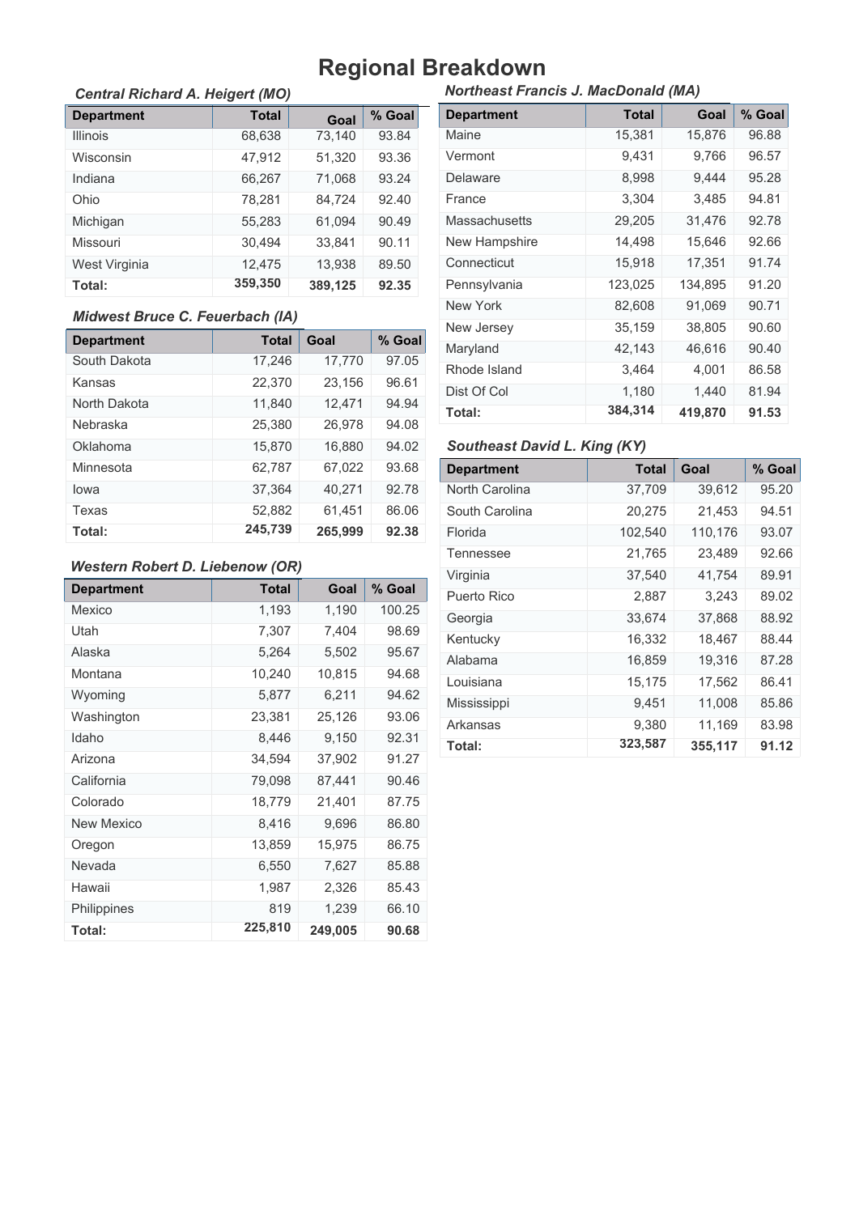# Regional Breakdown

### *Central Richard A. Heigert (MO)*

| Department | Total | Goal | % Goal |
|---|---|---|---|
| Illinois | 68,638 | 73,140 | 93.84 |
| Wisconsin | 47,912 | 51,320 | 93.36 |
| Indiana | 66,267 | 71,068 | 93.24 |
| Ohio | 78,281 | 84,724 | 92.40 |
| Michigan | 55,283 | 61,094 | 90.49 |
| Missouri | 30,494 | 33,841 | 90.11 |
| West Virginia | 12,475 | 13,938 | 89.50 |
| **Total:** | **359,350** | **389,125** | **92.35** |

### *Midwest Bruce C. Feuerbach (IA)*

| Department | Total | Goal | % Goal |
|---|---|---|---|
| South Dakota | 17,246 | 17,770 | 97.05 |
| Kansas | 22,370 | 23,156 | 96.61 |
| North Dakota | 11,840 | 12,471 | 94.94 |
| Nebraska | 25,380 | 26,978 | 94.08 |
| Oklahoma | 15,870 | 16,880 | 94.02 |
| Minnesota | 62,787 | 67,022 | 93.68 |
| Iowa | 37,364 | 40,271 | 92.78 |
| Texas | 52,882 | 61,451 | 86.06 |
| **Total:** | **245,739** | **265,999** | **92.38** |

### *Western Robert D. Liebenow (OR)*

| Department | Total | Goal | % Goal |
|---|---|---|---|
| Mexico | 1,193 | 1,190 | 100.25 |
| Utah | 7,307 | 7,404 | 98.69 |
| Alaska | 5,264 | 5,502 | 95.67 |
| Montana | 10,240 | 10,815 | 94.68 |
| Wyoming | 5,877 | 6,211 | 94.62 |
| Washington | 23,381 | 25,126 | 93.06 |
| Idaho | 8,446 | 9,150 | 92.31 |
| Arizona | 34,594 | 37,902 | 91.27 |
| California | 79,098 | 87,441 | 90.46 |
| Colorado | 18,779 | 21,401 | 87.75 |
| New Mexico | 8,416 | 9,696 | 86.80 |
| Oregon | 13,859 | 15,975 | 86.75 |
| Nevada | 6,550 | 7,627 | 85.88 |
| Hawaii | 1,987 | 2,326 | 85.43 |
| Philippines | 819 | 1,239 | 66.10 |
| **Total:** | **225,810** | **249,005** | **90.68** |

### *Northeast Francis J. MacDonald (MA)*

| Department | Total | Goal | % Goal |
|---|---|---|---|
| Maine | 15,381 | 15,876 | 96.88 |
| Vermont | 9,431 | 9,766 | 96.57 |
| Delaware | 8,998 | 9,444 | 95.28 |
| France | 3,304 | 3,485 | 94.81 |
| Massachusetts | 29,205 | 31,476 | 92.78 |
| New Hampshire | 14,498 | 15,646 | 92.66 |
| Connecticut | 15,918 | 17,351 | 91.74 |
| Pennsylvania | 123,025 | 134,895 | 91.20 |
| New York | 82,608 | 91,069 | 90.71 |
| New Jersey | 35,159 | 38,805 | 90.60 |
| Maryland | 42,143 | 46,616 | 90.40 |
| Rhode Island | 3,464 | 4,001 | 86.58 |
| Dist Of Col | 1,180 | 1,440 | 81.94 |
| **Total:** | **384,314** | **419,870** | **91.53** |

### *Southeast David L. King (KY)*

| Department | Total | Goal | % Goal |
|---|---|---|---|
| North Carolina | 37,709 | 39,612 | 95.20 |
| South Carolina | 20,275 | 21,453 | 94.51 |
| Florida | 102,540 | 110,176 | 93.07 |
| Tennessee | 21,765 | 23,489 | 92.66 |
| Virginia | 37,540 | 41,754 | 89.91 |
| Puerto Rico | 2,887 | 3,243 | 89.02 |
| Georgia | 33,674 | 37,868 | 88.92 |
| Kentucky | 16,332 | 18,467 | 88.44 |
| Alabama | 16,859 | 19,316 | 87.28 |
| Louisiana | 15,175 | 17,562 | 86.41 |
| Mississippi | 9,451 | 11,008 | 85.86 |
| Arkansas | 9,380 | 11,169 | 83.98 |
| **Total:** | **323,587** | **355,117** | **91.12** |